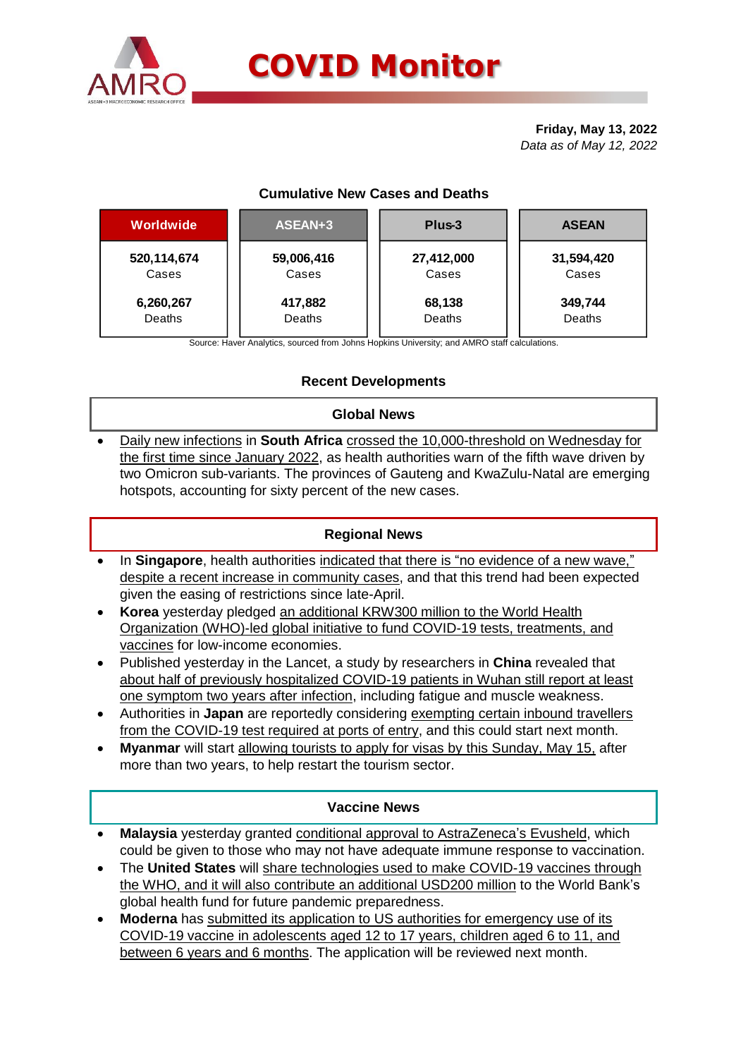# COVID Monitor

**Friday, May 13, 2022**
*Data as of May 12, 2022*

### Cumulative New Cases and Deaths

| Worldwide | ASEAN+3 | Plus-3 | ASEAN |
|---|---|---|---|
| **520,114,674** Cases | **59,006,416** Cases | **27,412,000** Cases | **31,594,420** Cases |
| **6,260,267** Deaths | **417,882** Deaths | **68,138** Deaths | **349,744** Deaths |

Source: Haver Analytics, sourced from Johns Hopkins University; and AMRO staff calculations.

## Recent Developments

### Global News

- Daily new infections in **South Africa** crossed the 10,000-threshold on Wednesday for the first time since January 2022, as health authorities warn of the fifth wave driven by two Omicron sub-variants. The provinces of Gauteng and KwaZulu-Natal are emerging hotspots, accounting for sixty percent of the new cases.

### Regional News

- In **Singapore**, health authorities indicated that there is "no evidence of a new wave," despite a recent increase in community cases, and that this trend had been expected given the easing of restrictions since late-April.
- **Korea** yesterday pledged an additional KRW300 million to the World Health Organization (WHO)-led global initiative to fund COVID-19 tests, treatments, and vaccines for low-income economies.
- Published yesterday in the Lancet, a study by researchers in **China** revealed that about half of previously hospitalized COVID-19 patients in Wuhan still report at least one symptom two years after infection, including fatigue and muscle weakness.
- Authorities in **Japan** are reportedly considering exempting certain inbound travellers from the COVID-19 test required at ports of entry, and this could start next month.
- **Myanmar** will start allowing tourists to apply for visas by this Sunday, May 15, after more than two years, to help restart the tourism sector.

### Vaccine News

- **Malaysia** yesterday granted conditional approval to AstraZeneca's Evusheld, which could be given to those who may not have adequate immune response to vaccination.
- The **United States** will share technologies used to make COVID-19 vaccines through the WHO, and it will also contribute an additional USD200 million to the World Bank's global health fund for future pandemic preparedness.
- **Moderna** has submitted its application to US authorities for emergency use of its COVID-19 vaccine in adolescents aged 12 to 17 years, children aged 6 to 11, and between 6 years and 6 months. The application will be reviewed next month.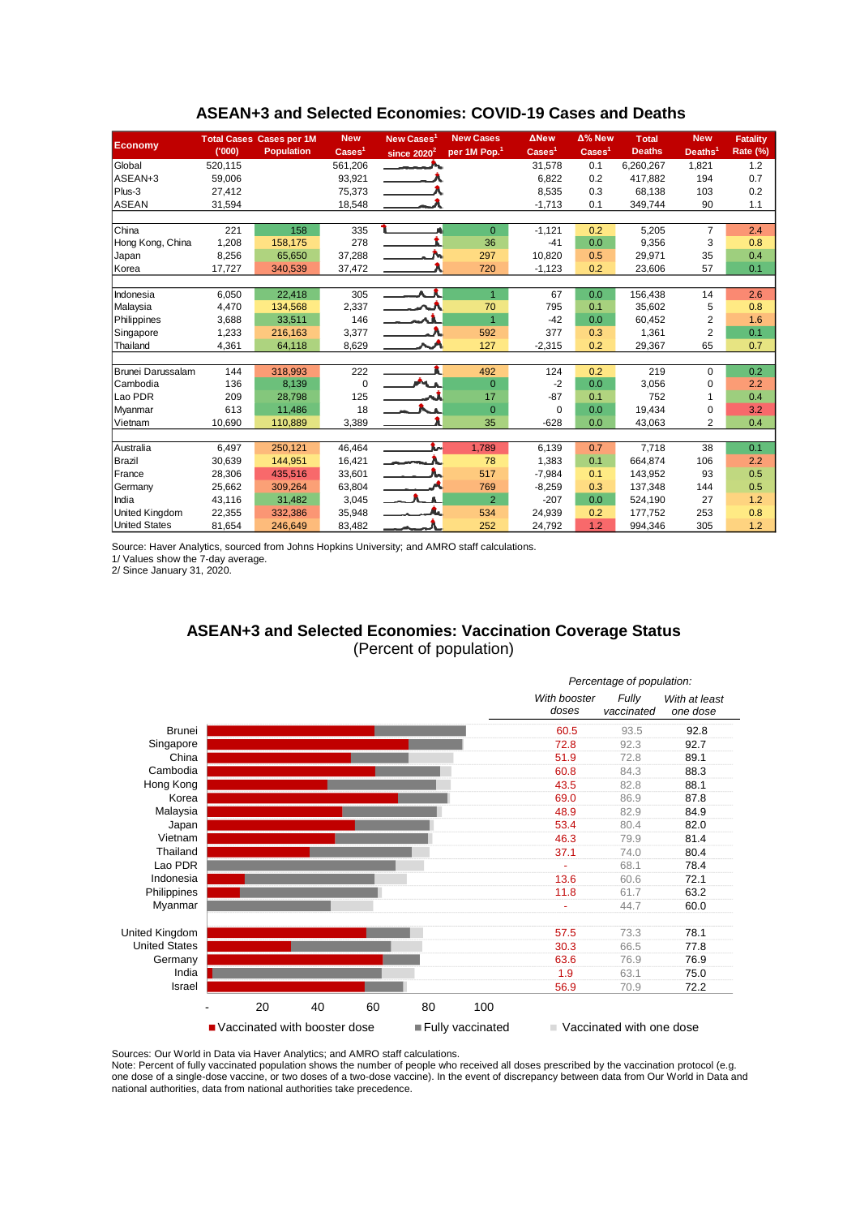## ASEAN+3 and Selected Economies: COVID-19 Cases and Deaths

| Economy | Total Cases ('000) | Cases per 1M Population | New Cases[1] | New Cases[1] since 2020[2] | New Cases per 1M Pop.[1] | ΔNew Cases[1] | Δ% New Cases[1] | Total Deaths | New Deaths[1] | Fatality Rate (%) |
|---|---|---|---|---|---|---|---|---|---|---|
| Global | 520,115 | | 561,206 | | | 31,578 | 0.1 | 6,260,267 | 1,821 | 1.2 |
| ASEAN+3 | 59,006 | | 93,921 | | | 6,822 | 0.2 | 417,882 | 194 | 0.7 |
| Plus-3 | 27,412 | | 75,373 | | | 8,535 | 0.3 | 68,138 | 103 | 0.2 |
| ASEAN | 31,594 | | 18,548 | | | -1,713 | 0.1 | 349,744 | 90 | 1.1 |
| | | | | | | | | | | |
| China | 221 | 158 | 335 | | 0 | -1,121 | 0.2 | 5,205 | 7 | 2.4 |
| Hong Kong, China | 1,208 | 158,175 | 278 | | 36 | -41 | 0.0 | 9,356 | 3 | 0.8 |
| Japan | 8,256 | 65,650 | 37,288 | | 297 | 10,820 | 0.5 | 29,971 | 35 | 0.4 |
| Korea | 17,727 | 340,539 | 37,472 | | 720 | -1,123 | 0.2 | 23,606 | 57 | 0.1 |
| | | | | | | | | | | |
| Indonesia | 6,050 | 22,418 | 305 | | 1 | 67 | 0.0 | 156,438 | 14 | 2.6 |
| Malaysia | 4,470 | 134,568 | 2,337 | | 70 | 795 | 0.1 | 35,602 | 5 | 0.8 |
| Philippines | 3,688 | 33,511 | 146 | | 1 | -42 | 0.0 | 60,452 | 2 | 1.6 |
| Singapore | 1,233 | 216,163 | 3,377 | | 592 | 377 | 0.3 | 1,361 | 2 | 0.1 |
| Thailand | 4,361 | 64,118 | 8,629 | | 127 | -2,315 | 0.2 | 29,367 | 65 | 0.7 |
| | | | | | | | | | | |
| Brunei Darussalam | 144 | 318,993 | 222 | | 492 | 124 | 0.2 | 219 | 0 | 0.2 |
| Cambodia | 136 | 8,139 | 0 | | 0 | -2 | 0.0 | 3,056 | 0 | 2.2 |
| Lao PDR | 209 | 28,798 | 125 | | 17 | -87 | 0.1 | 752 | 1 | 0.4 |
| Myanmar | 613 | 11,486 | 18 | | 0 | 0 | 0.0 | 19,434 | 0 | 3.2 |
| Vietnam | 10,690 | 110,889 | 3,389 | | 35 | -628 | 0.0 | 43,063 | 2 | 0.4 |
| | | | | | | | | | | |
| Australia | 6,497 | 250,121 | 46,464 | | 1,789 | 6,139 | 0.7 | 7,718 | 38 | 0.1 |
| Brazil | 30,639 | 144,951 | 16,421 | | 78 | 1,383 | 0.1 | 664,874 | 106 | 2.2 |
| France | 28,306 | 435,516 | 33,601 | | 517 | -7,984 | 0.1 | 143,952 | 93 | 0.5 |
| Germany | 25,662 | 309,264 | 63,804 | | 769 | -8,259 | 0.3 | 137,348 | 144 | 0.5 |
| India | 43,116 | 31,482 | 3,045 | | 2 | -207 | 0.0 | 524,190 | 27 | 1.2 |
| United Kingdom | 22,355 | 332,386 | 35,948 | | 534 | 24,939 | 0.2 | 177,752 | 253 | 0.8 |
| United States | 81,654 | 246,649 | 83,482 | | 252 | 24,792 | 1.2 | 994,346 | 305 | 1.2 |

Source: Haver Analytics, sourced from Johns Hopkins University; and AMRO staff calculations.
1/ Values show the 7-day average.
2/ Since January 31, 2020.

## ASEAN+3 and Selected Economies: Vaccination Coverage Status
(Percent of population)

*Percentage of population:*

| Economy | *With booster doses* | *Fully vaccinated* | *With at least one dose* |
|---|---|---|---|
| Brunei | 60.5 | 93.5 | 92.8 |
| Singapore | 72.8 | 92.3 | 92.7 |
| China | 51.9 | 72.8 | 89.1 |
| Cambodia | 60.8 | 84.3 | 88.3 |
| Hong Kong | 43.5 | 82.8 | 88.1 |
| Korea | 69.0 | 86.9 | 87.8 |
| Malaysia | 48.9 | 82.9 | 84.9 |
| Japan | 53.4 | 80.4 | 82.0 |
| Vietnam | 46.3 | 79.9 | 81.4 |
| Thailand | 37.1 | 74.0 | 80.4 |
| Lao PDR | - | 68.1 | 78.4 |
| Indonesia | 13.6 | 60.6 | 72.1 |
| Philippines | 11.8 | 61.7 | 63.2 |
| Myanmar | - | 44.7 | 60.0 |
| | | | |
| United Kingdom | 57.5 | 73.3 | 78.1 |
| United States | 30.3 | 66.5 | 77.8 |
| Germany | 63.6 | 76.9 | 76.9 |
| India | 1.9 | 63.1 | 75.0 |
| Israel | 56.9 | 70.9 | 72.2 |

■ Vaccinated with booster dose ■ Fully vaccinated ■ Vaccinated with one dose

Sources: Our World in Data via Haver Analytics; and AMRO staff calculations.
Note: Percent of fully vaccinated population shows the number of people who received all doses prescribed by the vaccination protocol (e.g. one dose of a single-dose vaccine, or two doses of a two-dose vaccine). In the event of discrepancy between data from Our World in Data and national authorities, data from national authorities take precedence.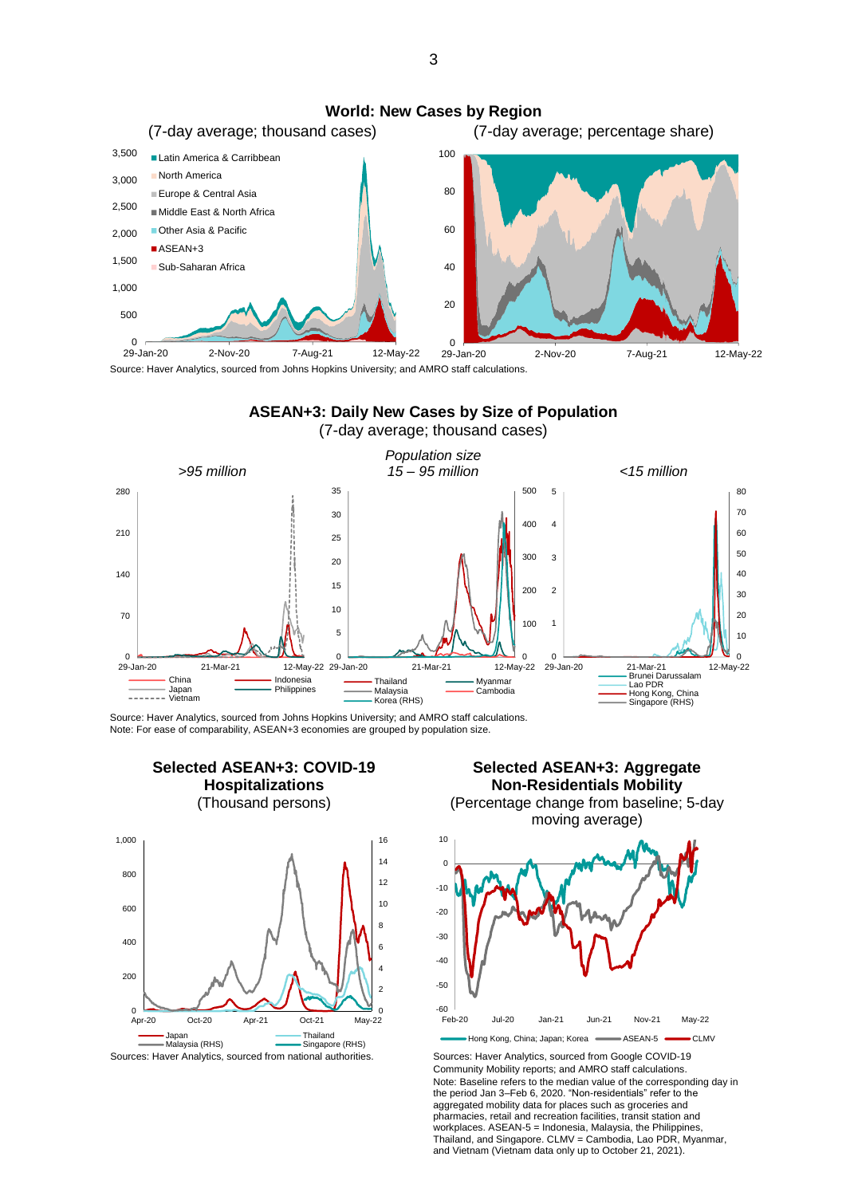## World: New Cases by Region

(7-day average; thousand cases)

3,500
3,000
2,500
2,000
1,500
1,000
500
0

29-Jan-20 2-Nov-20 7-Aug-21 12-May-22

Latin America & Carribbean
North America
Europe & Central Asia
Middle East & North Africa
Other Asia & Pacific
ASEAN+3
Sub-Saharan Africa

(7-day average; percentage share)

100
80
60
40
20
0

29-Jan-20 2-Nov-20 7-Aug-21 12-May-22

Source: Haver Analytics, sourced from Johns Hopkins University; and AMRO staff calculations.

## ASEAN+3: Daily New Cases by Size of Population

(7-day average; thousand cases)

*Population size*

*>95 million*

280
210
140
70
0

29-Jan-20 21-Mar-21 12-May-22

China
Japan
Vietnam
Indonesia
Philippines

*15 – 95 million*

35
30
25
20
15
10
5
0

500
400
300
200
100
0

29-Jan-20 21-Mar-21 12-May-22

Thailand
Malaysia
Korea (RHS)
Myanmar
Cambodia

*<15 million*

5
4
3
2
1
0

80
70
60
50
40
30
20
10
0

29-Jan-20 21-Mar-21 12-May-22

Brunei Darussalam
Lao PDR
Hong Kong, China
Singapore (RHS)

Source: Haver Analytics, sourced from Johns Hopkins University; and AMRO staff calculations.
Note: For ease of comparability, ASEAN+3 economies are grouped by population size.

## Selected ASEAN+3: COVID-19 Hospitalizations

(Thousand persons)

1,000
800
600
400
200
0

16
14
12
10
8
6
4
2
0

Apr-20 Oct-20 Apr-21 Oct-21 May-22

Japan
Malaysia (RHS)
Thailand
Singapore (RHS)

Sources: Haver Analytics, sourced from national authorities.

## Selected ASEAN+3: Aggregate Non-Residentials Mobility

(Percentage change from baseline; 5-day moving average)

10
0
-10
-20
-30
-40
-50
-60

Feb-20 Jul-20 Jan-21 Jun-21 Nov-21 May-22

Hong Kong, China; Japan; Korea
ASEAN-5
CLMV

Sources: Haver Analytics, sourced from Google COVID-19 Community Mobility reports; and AMRO staff calculations.
Note: Baseline refers to the median value of the corresponding day in the period Jan 3–Feb 6, 2020. "Non-residentials" refer to the aggregated mobility data for places such as groceries and pharmacies, retail and recreation facilities, transit station and workplaces. ASEAN-5 = Indonesia, Malaysia, the Philippines, Thailand, and Singapore. CLMV = Cambodia, Lao PDR, Myanmar, and Vietnam (Vietnam data only up to October 21, 2021).